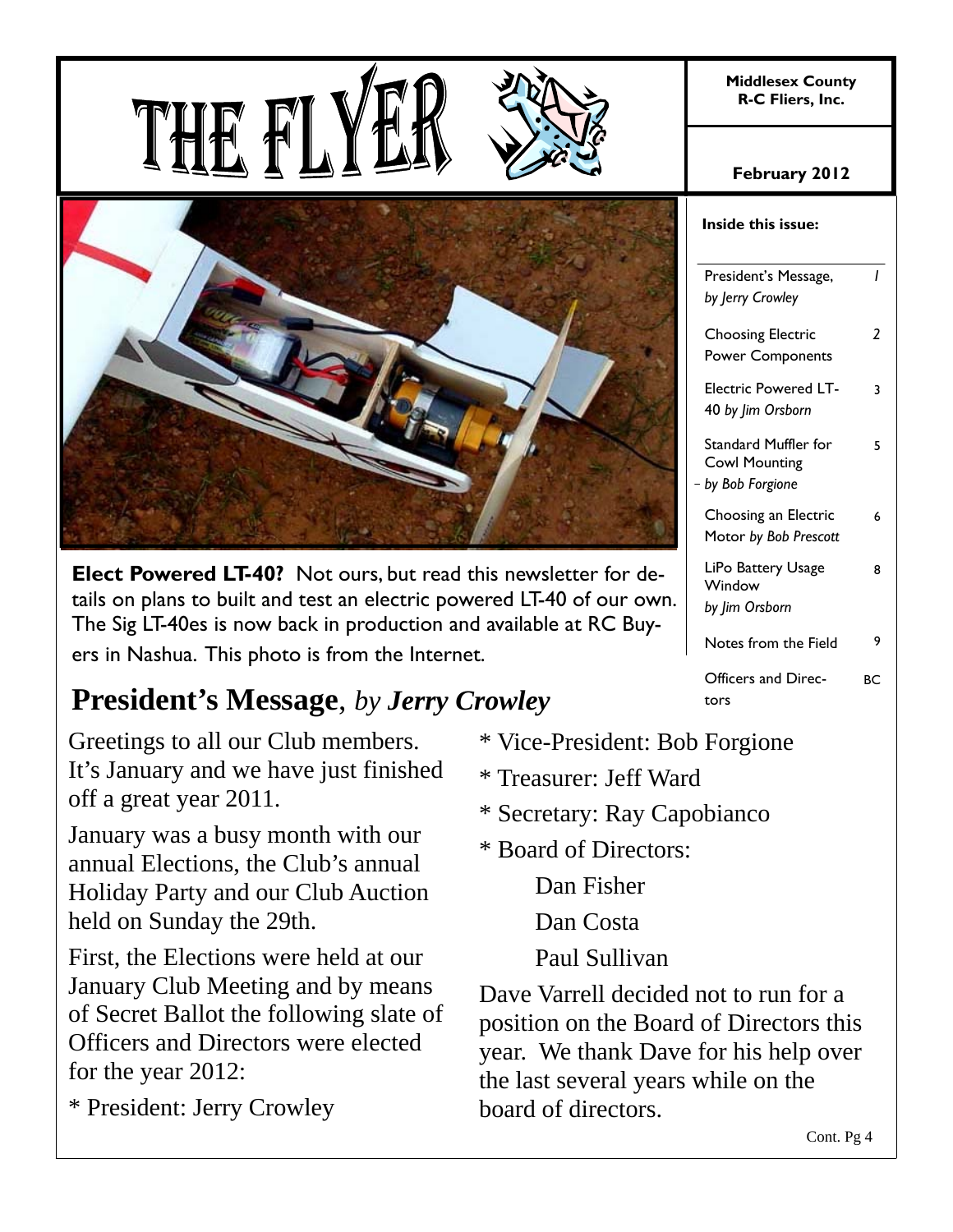# THE FLYER

**Middlesex County R-C Fliers, Inc.**

**February 2012**

**Inside this issue:**

| | |
|---|---|
| President's Message, *by Jerry Crowley* | 1 |
| Choosing Electric Power Components | 2 |
| Electric Powered LT-40 *by Jim Orsborn* | 3 |
| Standard Muffler for Cowl Mounting – *by Bob Forgione* | 5 |
| Choosing an Electric Motor *by Bob Prescott* | 6 |
| LiPo Battery Usage Window *by Jim Orsborn* | 8 |
| Notes from the Field | 9 |
| Officers and Directors | BC |

**Elect Powered LT-40?** Not ours, but read this newsletter for details on plans to built and test an electric powered LT-40 of our own. The Sig LT-40es is now back in production and available at RC Buyers in Nashua. This photo is from the Internet.

## President's Message, *by Jerry Crowley*

Greetings to all our Club members. It's January and we have just finished off a great year 2011.

January was a busy month with our annual Elections, the Club's annual Holiday Party and our Club Auction held on Sunday the 29th.

First, the Elections were held at our January Club Meeting and by means of Secret Ballot the following slate of Officers and Directors were elected for the year 2012:

* President: Jerry Crowley
* Vice-President: Bob Forgione
* Treasurer: Jeff Ward
* Secretary: Ray Capobianco
* Board of Directors:
  - Dan Fisher
  - Dan Costa
  - Paul Sullivan

Dave Varrell decided not to run for a position on the Board of Directors this year. We thank Dave for his help over the last several years while on the board of directors.

Cont. Pg 4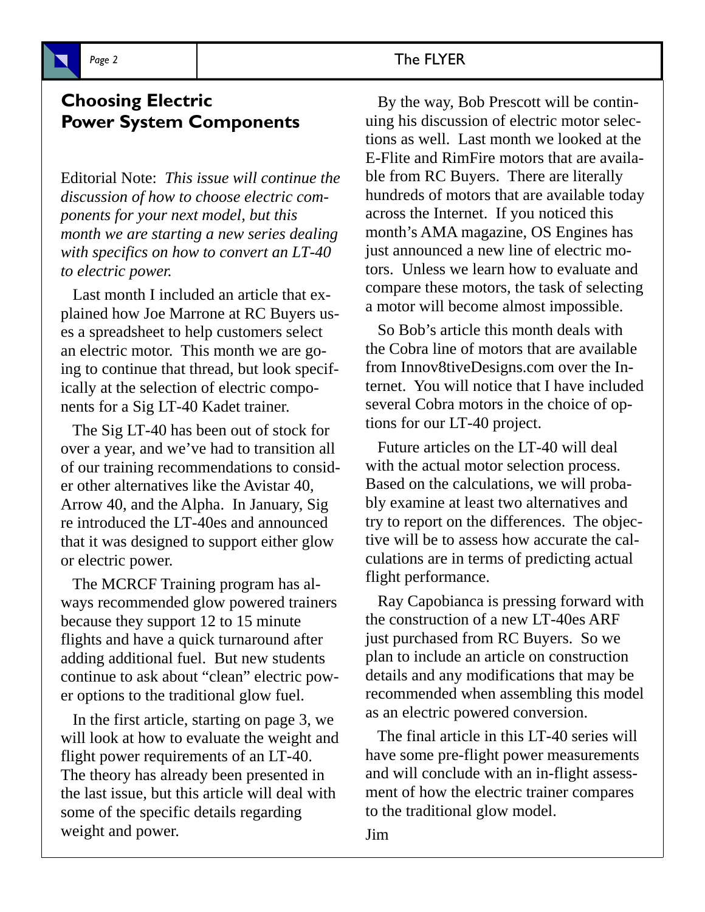## Choosing Electric Power System Components

Editorial Note: *This issue will continue the discussion of how to choose electric components for your next model, but this month we are starting a new series dealing with specifics on how to convert an LT-40 to electric power.*

Last month I included an article that explained how Joe Marrone at RC Buyers uses a spreadsheet to help customers select an electric motor. This month we are going to continue that thread, but look specifically at the selection of electric components for a Sig LT-40 Kadet trainer.

The Sig LT-40 has been out of stock for over a year, and we've had to transition all of our training recommendations to consider other alternatives like the Avistar 40, Arrow 40, and the Alpha. In January, Sig re introduced the LT-40es and announced that it was designed to support either glow or electric power.

The MCRCF Training program has always recommended glow powered trainers because they support 12 to 15 minute flights and have a quick turnaround after adding additional fuel. But new students continue to ask about "clean" electric power options to the traditional glow fuel.

In the first article, starting on page 3, we will look at how to evaluate the weight and flight power requirements of an LT-40. The theory has already been presented in the last issue, but this article will deal with some of the specific details regarding weight and power.

By the way, Bob Prescott will be continuing his discussion of electric motor selections as well. Last month we looked at the E-Flite and RimFire motors that are available from RC Buyers. There are literally hundreds of motors that are available today across the Internet. If you noticed this month's AMA magazine, OS Engines has just announced a new line of electric motors. Unless we learn how to evaluate and compare these motors, the task of selecting a motor will become almost impossible.

So Bob's article this month deals with the Cobra line of motors that are available from Innov8tiveDesigns.com over the Internet. You will notice that I have included several Cobra motors in the choice of options for our LT-40 project.

Future articles on the LT-40 will deal with the actual motor selection process. Based on the calculations, we will probably examine at least two alternatives and try to report on the differences. The objective will be to assess how accurate the calculations are in terms of predicting actual flight performance.

Ray Capobianca is pressing forward with the construction of a new LT-40es ARF just purchased from RC Buyers. So we plan to include an article on construction details and any modifications that may be recommended when assembling this model as an electric powered conversion.

The final article in this LT-40 series will have some pre-flight power measurements and will conclude with an in-flight assessment of how the electric trainer compares to the traditional glow model.

Jim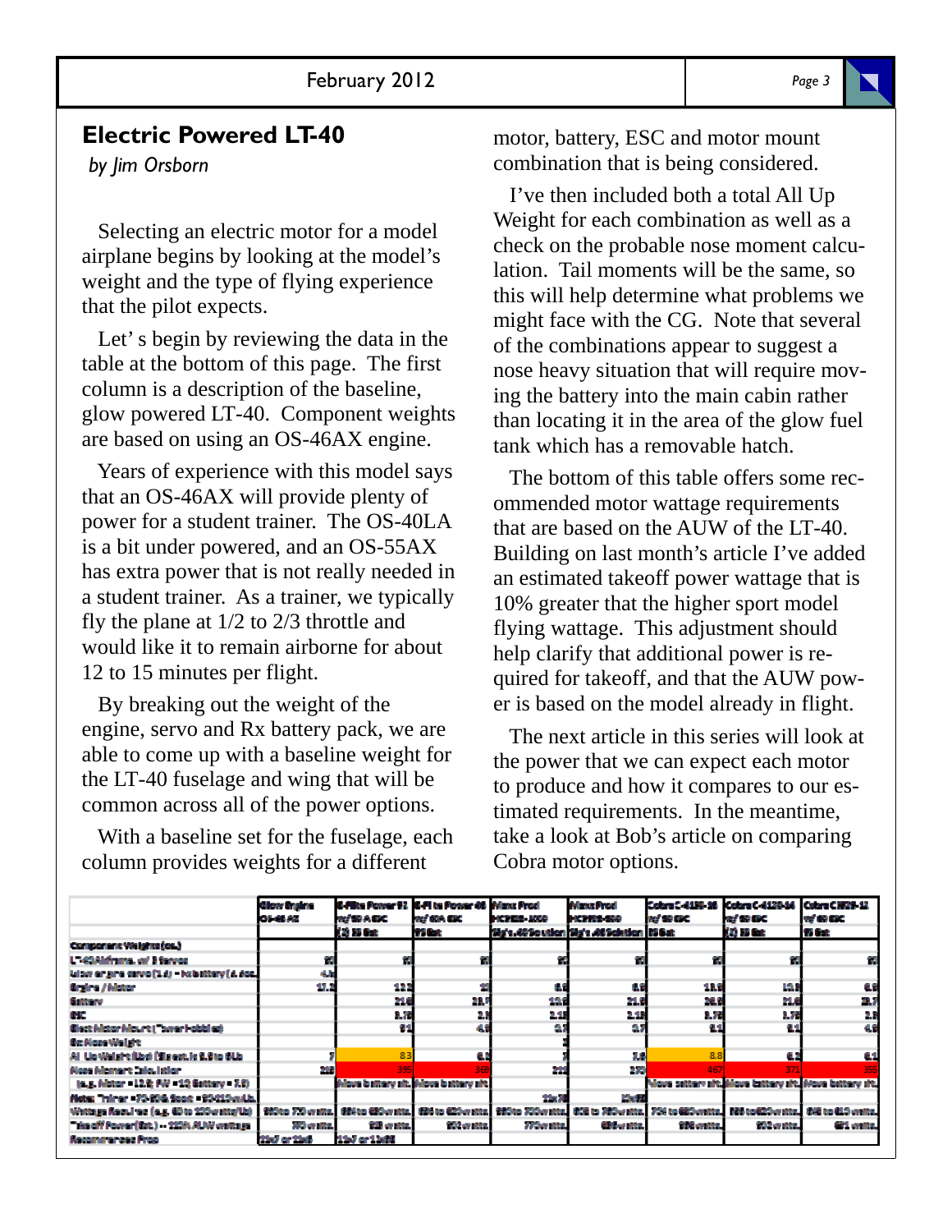## Electric Powered LT-40

*by Jim Orsborn*

Selecting an electric motor for a model airplane begins by looking at the model's weight and the type of flying experience that the pilot expects.

Let' s begin by reviewing the data in the table at the bottom of this page. The first column is a description of the baseline, glow powered LT-40. Component weights are based on using an OS-46AX engine.

Years of experience with this model says that an OS-46AX will provide plenty of power for a student trainer. The OS-40LA is a bit under powered, and an OS-55AX has extra power that is not really needed in a student trainer. As a trainer, we typically fly the plane at 1/2 to 2/3 throttle and would like it to remain airborne for about 12 to 15 minutes per flight.

By breaking out the weight of the engine, servo and Rx battery pack, we are able to come up with a baseline weight for the LT-40 fuselage and wing that will be common across all of the power options.

With a baseline set for the fuselage, each column provides weights for a different motor, battery, ESC and motor mount combination that is being considered.

I've then included both a total All Up Weight for each combination as well as a check on the probable nose moment calculation. Tail moments will be the same, so this will help determine what problems we might face with the CG. Note that several of the combinations appear to suggest a nose heavy situation that will require moving the battery into the main cabin rather than locating it in the area of the glow fuel tank which has a removable hatch.

The bottom of this table offers some recommended motor wattage requirements that are based on the AUW of the LT-40. Building on last month's article I've added an estimated takeoff power wattage that is 10% greater that the higher sport model flying wattage. This adjustment should help clarify that additional power is required for takeoff, and that the AUW power is based on the model already in flight.

The next article in this series will look at the power that we can expect each motor to produce and how it compares to our estimated requirements. In the meantime, take a look at Bob's article on comparing Cobra motor options.

| | Glow Engine OS-46 AX | E-Flite Power 32 w/ 60 A ESC (2) 3S Bat | E-Flite Power 46 w/ 60A ESC 4S Bat | Maxx Prod MCP-2826-1000 Sig's .46 Solution | Maxx Prod MCP-2836-850 Sig's .46 Solution 5S Bat | Cobra C-4120-28 w/ 60 ESC 4S Bat | Cobra C-4120-14 w/ 60 ESC (2) 3S Bat | Cobra C-3720-12 w/ 60 ESC 5S Bat |
|---|---|---|---|---|---|---|---|---|
| Component Weights (oz.) | | | | | | | | |
| LT-40 Airframe w/ 3 Servos | 80 | 80 | 80 | 80 | 80 | 80 | 80 | 80 |
| Idle or gas servo (1.4) + Rx battery (4.4oz.) | 4.x | | | | | | | |
| Engine / Motor | 17.2 | 13.2 | 22 | 8.6 | 8.6 | 13.6 | 13.3 | 6.6 |
| Battery | | 21.6 | 23.7 | 19.2 | 21.2 | 28.2 | 21.6 | 23.7 |
| ESC | | 2.75 | 2.1 | 2.15 | 2.15 | 2.75 | 2.75 | 2.1 |
| Elect Motor Mount (~ tower hobbies) | | 0.1 | 4.6 | 0.5 | 0.7 | 0.1 | 0.1 | 4.6 |
| Ex Nose Weight | | | | 2 | | | | |
| All Up Weight (Lbs) | 7 | 8.3 | 6.3 | 7 | 7.8 | 8.8 | 6.2 | 6.1 |
| Nose Moment Calculation | 320 | 395 | 369 | 322 | 370 | 467 | 371 | 355 |
| | | Move battery aft. | Move battery aft. | | | Move battery aft. | Move battery aft. | Move battery aft. |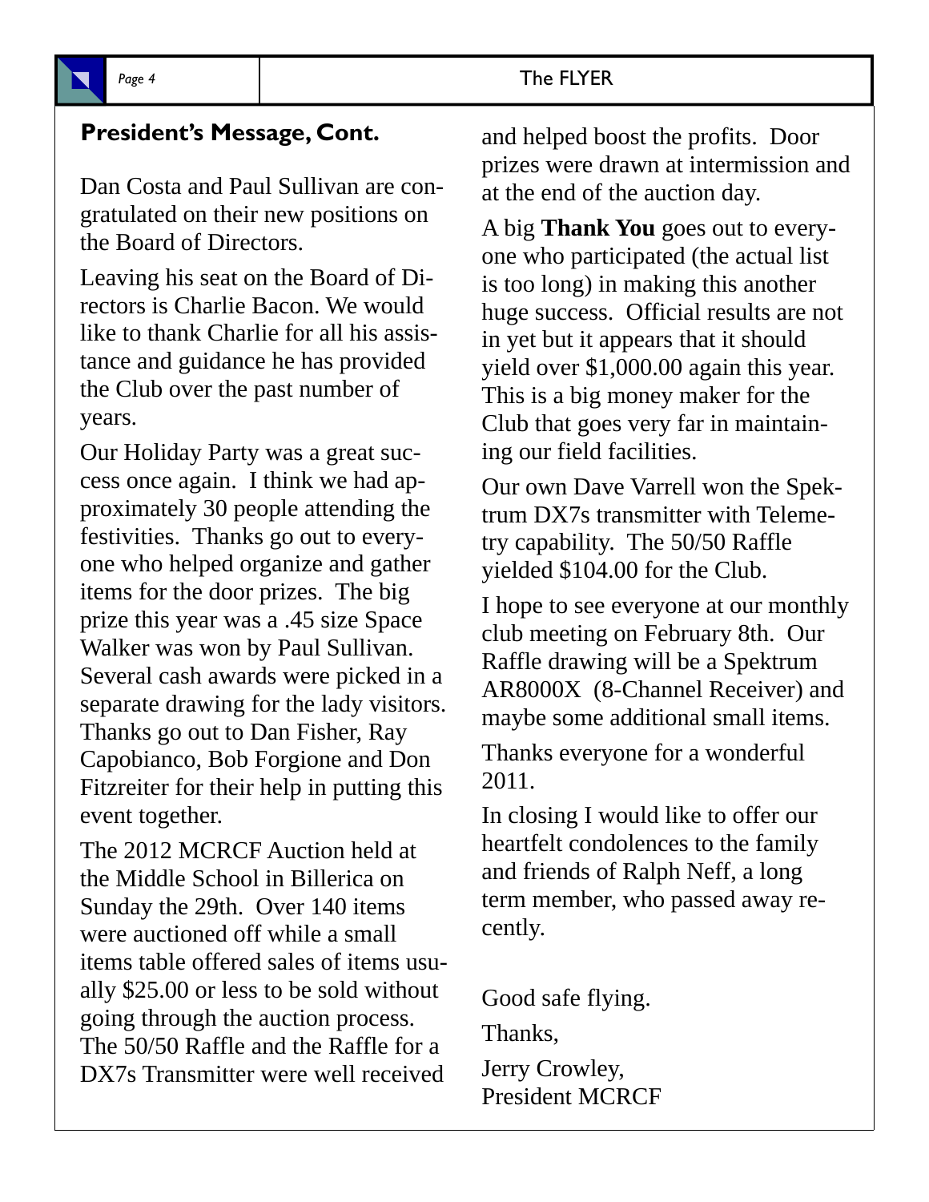## President's Message, Cont.

Dan Costa and Paul Sullivan are congratulated on their new positions on the Board of Directors.

Leaving his seat on the Board of Directors is Charlie Bacon. We would like to thank Charlie for all his assistance and guidance he has provided the Club over the past number of years.

Our Holiday Party was a great success once again. I think we had approximately 30 people attending the festivities. Thanks go out to everyone who helped organize and gather items for the door prizes. The big prize this year was a .45 size Space Walker was won by Paul Sullivan. Several cash awards were picked in a separate drawing for the lady visitors. Thanks go out to Dan Fisher, Ray Capobianco, Bob Forgione and Don Fitzreiter for their help in putting this event together.

The 2012 MCRCF Auction held at the Middle School in Billerica on Sunday the 29th. Over 140 items were auctioned off while a small items table offered sales of items usually $25.00 or less to be sold without going through the auction process. The 50/50 Raffle and the Raffle for a DX7s Transmitter were well received and helped boost the profits. Door prizes were drawn at intermission and at the end of the auction day.

A big **Thank You** goes out to everyone who participated (the actual list is too long) in making this another huge success. Official results are not in yet but it appears that it should yield over $1,000.00 again this year. This is a big money maker for the Club that goes very far in maintaining our field facilities.

Our own Dave Varrell won the Spektrum DX7s transmitter with Telemetry capability. The 50/50 Raffle yielded $104.00 for the Club.

I hope to see everyone at our monthly club meeting on February 8th. Our Raffle drawing will be a Spektrum AR8000X (8-Channel Receiver) and maybe some additional small items.

Thanks everyone for a wonderful 2011.

In closing I would like to offer our heartfelt condolences to the family and friends of Ralph Neff, a long term member, who passed away recently.

Good safe flying.

Thanks,

Jerry Crowley,
President MCRCF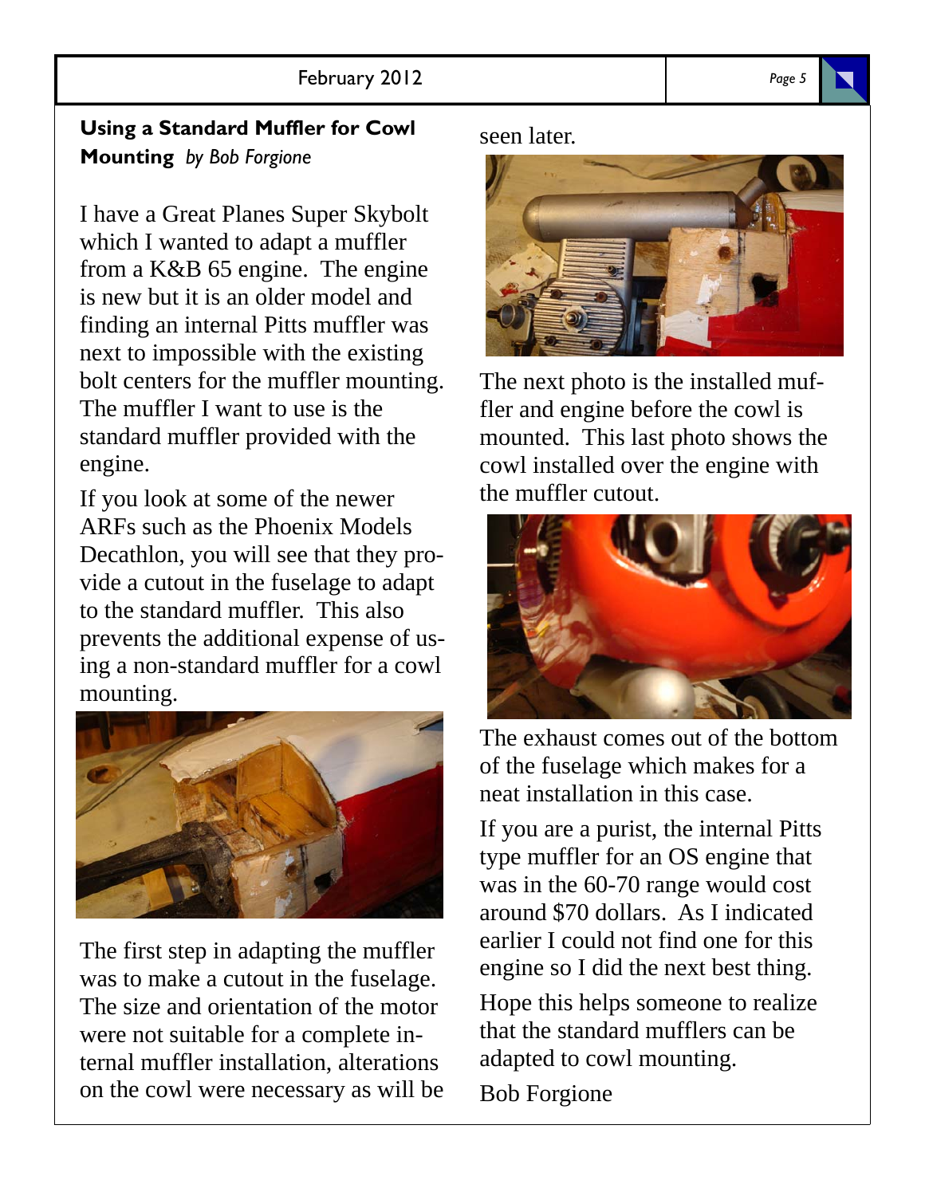## Using a Standard Muffler for Cowl Mounting *by Bob Forgione*

I have a Great Planes Super Skybolt which I wanted to adapt a muffler from a K&B 65 engine. The engine is new but it is an older model and finding an internal Pitts muffler was next to impossible with the existing bolt centers for the muffler mounting. The muffler I want to use is the standard muffler provided with the engine.

If you look at some of the newer ARFs such as the Phoenix Models Decathlon, you will see that they provide a cutout in the fuselage to adapt to the standard muffler. This also prevents the additional expense of using a non-standard muffler for a cowl mounting.

The first step in adapting the muffler was to make a cutout in the fuselage. The size and orientation of the motor were not suitable for a complete internal muffler installation, alterations on the cowl were necessary as will be seen later.

The next photo is the installed muffler and engine before the cowl is mounted. This last photo shows the cowl installed over the engine with the muffler cutout.

The exhaust comes out of the bottom of the fuselage which makes for a neat installation in this case.

If you are a purist, the internal Pitts type muffler for an OS engine that was in the 60-70 range would cost around $70 dollars. As I indicated earlier I could not find one for this engine so I did the next best thing.

Hope this helps someone to realize that the standard mufflers can be adapted to cowl mounting.

Bob Forgione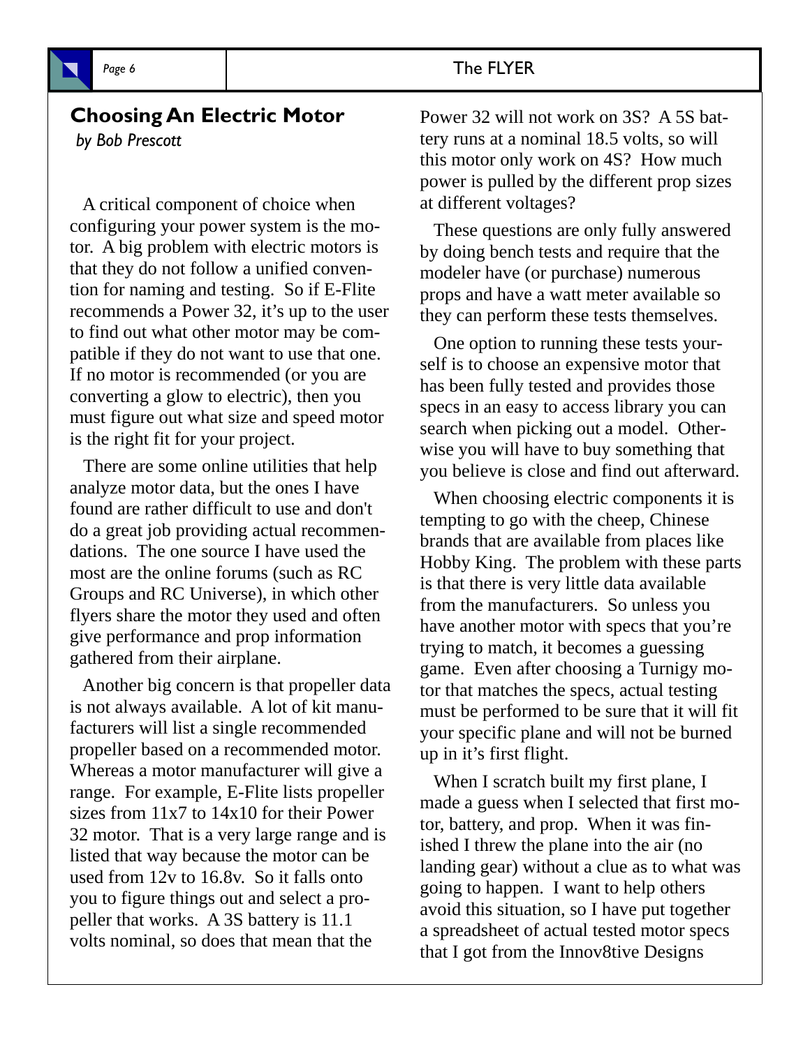## Choosing An Electric Motor

*by Bob Prescott*

A critical component of choice when configuring your power system is the motor. A big problem with electric motors is that they do not follow a unified convention for naming and testing. So if E-Flite recommends a Power 32, it's up to the user to find out what other motor may be compatible if they do not want to use that one. If no motor is recommended (or you are converting a glow to electric), then you must figure out what size and speed motor is the right fit for your project.

There are some online utilities that help analyze motor data, but the ones I have found are rather difficult to use and don't do a great job providing actual recommendations. The one source I have used the most are the online forums (such as RC Groups and RC Universe), in which other flyers share the motor they used and often give performance and prop information gathered from their airplane.

Another big concern is that propeller data is not always available. A lot of kit manufacturers will list a single recommended propeller based on a recommended motor. Whereas a motor manufacturer will give a range. For example, E-Flite lists propeller sizes from 11x7 to 14x10 for their Power 32 motor. That is a very large range and is listed that way because the motor can be used from 12v to 16.8v. So it falls onto you to figure things out and select a propeller that works. A 3S battery is 11.1 volts nominal, so does that mean that the Power 32 will not work on 3S? A 5S battery runs at a nominal 18.5 volts, so will this motor only work on 4S? How much power is pulled by the different prop sizes at different voltages?

These questions are only fully answered by doing bench tests and require that the modeler have (or purchase) numerous props and have a watt meter available so they can perform these tests themselves.

One option to running these tests yourself is to choose an expensive motor that has been fully tested and provides those specs in an easy to access library you can search when picking out a model. Otherwise you will have to buy something that you believe is close and find out afterward.

When choosing electric components it is tempting to go with the cheep, Chinese brands that are available from places like Hobby King. The problem with these parts is that there is very little data available from the manufacturers. So unless you have another motor with specs that you're trying to match, it becomes a guessing game. Even after choosing a Turnigy motor that matches the specs, actual testing must be performed to be sure that it will fit your specific plane and will not be burned up in it's first flight.

When I scratch built my first plane, I made a guess when I selected that first motor, battery, and prop. When it was finished I threw the plane into the air (no landing gear) without a clue as to what was going to happen. I want to help others avoid this situation, so I have put together a spreadsheet of actual tested motor specs that I got from the Innov8tive Designs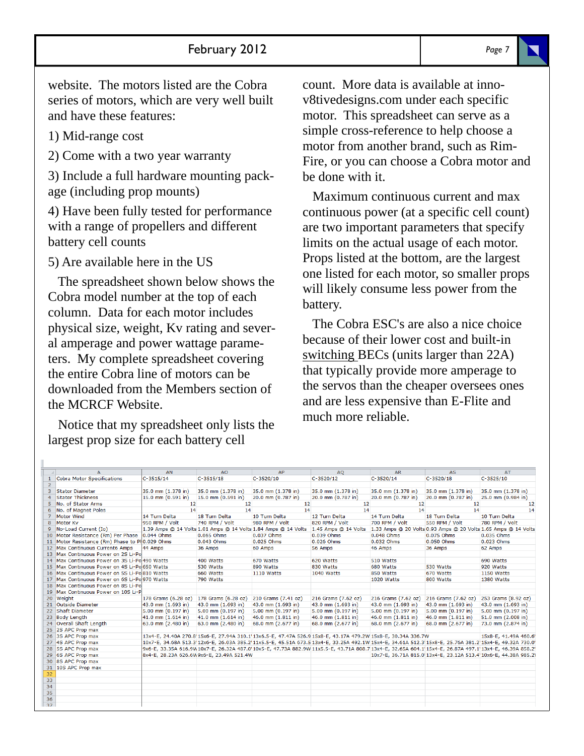website. The motors listed are the Cobra series of motors, which are very well built and have these features:

1) Mid-range cost

2) Come with a two year warranty

3) Include a full hardware mounting package (including prop mounts)

4) Have been fully tested for performance with a range of propellers and different battery cell counts

5) Are available here in the US

The spreadsheet shown below shows the Cobra model number at the top of each column. Data for each motor includes physical size, weight, Kv rating and several amperage and power wattage parameters. My complete spreadsheet covering the entire Cobra line of motors can be downloaded from the Members section of the MCRCF Website.

Notice that my spreadsheet only lists the largest prop size for each battery cell count. More data is available at innov8tivedesigns.com under each specific motor. This spreadsheet can serve as a simple cross-reference to help choose a motor from another brand, such as Rim-Fire, or you can choose a Cobra motor and be done with it.

Maximum continuous current and max continuous power (at a specific cell count) are two important parameters that specify limits on the actual usage of each motor. Props listed at the bottom, are the largest one listed for each motor, so smaller props will likely consume less power from the battery.

The Cobra ESC's are also a nice choice because of their lower cost and built-in switching BECs (units larger than 22A) that typically provide more amperage to the servos than the cheaper oversees ones and are less expensive than E-Flite and much more reliable.

| | A | AN | AO | AP | AQ | AR | AS | AT |
|---|---|---|---|---|---|---|---|---|
| 1 | Cobra Motor Specifications | C-3515/14 | C-3515/18 | C-3520/10 | C-3520/12 | C-3520/14 | C-3520/18 | C-3525/10 |
| 2 | | | | | | | | |
| 3 | Stator Diameter | 35.0 mm (1.378 in) | 35.0 mm (1.378 in) | 35.0 mm (1.378 in) | 35.0 mm (1.378 in) | 35.0 mm (1.378 in) | 35.0 mm (1.378 in) | 35.0 mm (1.378 in) |
| 4 | Stator Thickness | 15.0 mm (0.591 in) | 15.0 mm (0.591 in) | 20.0 mm (0.787 in) | 20.0 mm (0.787 in) | 20.0 mm (0.787 in) | 20.0 mm (0.787 in) | 25.0 mm (0.984 in) |
| 5 | No. of Stator Arms | 12 | 12 | 12 | 12 | 12 | 12 | 12 |
| 6 | No. of Magnet Poles | 14 | 14 | 14 | 14 | 14 | 14 | 14 |
| 7 | Motor Wind | 14 Turn Delta | 18 Turn Delta | 10 Turn Delta | 12 Turn Delta | 14 Turn Delta | 18 Turn Delta | 10 Turn Delta |
| 8 | Motor Kv | 950 RPM / Volt | 740 RPM / Volt | 980 RPM / Volt | 820 RPM / Volt | 700 RPM / Volt | 550 RPM / Volt | 780 RPM / Volt |
| 9 | No-Load Current (Io) | 1.39 Amps @ 14 Volts | 1.01 Amps @ 14 Volts | 1.84 Amps @ 14 Volts | 1.45 Amps @ 14 Volts | 1.33 Amps @ 20 Volts | 0.93 Amps @ 20 Volts | 1.65 Amps @ 14 Volts |
| 10 | Motor Resistance (Rm) Per Phase | 0.044 Ohms | 0.065 Ohms | 0.037 Ohms | 0.039 Ohms | 0.048 Ohms | 0.075 Ohms | 0.035 Ohms |
| 11 | Motor Resistance (Rm) Phase to Pl | 0.029 Ohms | 0.043 Ohms | 0.025 Ohms | 0.026 Ohms | 0.032 Ohms | 0.050 Ohms | 0.023 Ohms |
| 12 | Max Continuous Current6 Amps | 44 Amps | 36 Amps | 60 Amps | 56 Amps | 46 Amps | 36 Amps | 62 Amps |
| 13 | Max Continuous Power on 2S Li-Po | | | | | | | |
| 14 | Max Continuous Power on 3S Li-Po | 490 Watts | 400 Watts | 670 Watts | 620 Watts | 510 Watts | | 690 Watts |
| 15 | Max Continuous Power on 4S Li-Po | 650 Watts | 530 Watts | 890 Watts | 830 Watts | 680 Watts | 530 Watts | 920 Watts |
| 16 | Max Continuous Power on 5S Li-Po | 810 Watts | 660 Watts | 1110 Watts | 1040 Watts | 850 Watts | 670 Watts | 1150 Watts |
| 17 | Max Continuous Power on 6S Li-Po | 970 Watts | 790 Watts | | | 1020 Watts | 800 Watts | 1380 Watts |
| 18 | Max Continuous Power on 8S Li-Po | | | | | | | |
| 19 | Max Continuous Power on 10S Li-P | | | | | | | |
| 20 | Weight | 178 Grams (6.28 oz) | 178 Grams (6.28 oz) | 210 Grams (7.41 oz) | 216 Grams (7.62 oz) | 216 Grams (7.62 oz) | 216 Grams (7.62 oz) | 253 Grams (8.92 oz) |
| 21 | Outside Diameter | 43.0 mm (1.693 in) | 43.0 mm (1.693 in) | 43.0 mm (1.693 in) | 43.0 mm (1.693 in) | 43.0 mm (1.693 in) | 43.0 mm (1.693 in) | 43.0 mm (1.693 in) |
| 22 | Shaft Diameter | 5.00 mm (0.197 in) | 5.00 mm (0.197 in) | 5.00 mm (0.197 in) | 5.00 mm (0.197 in) | 5.00 mm (0.197 in) | 5.00 mm (0.197 in) | 5.00 mm (0.197 in) |
| 23 | Body Length | 41.0 mm (1.614 in) | 41.0 mm (1.614 in) | 46.0 mm (1.811 in) | 46.0 mm (1.811 in) | 46.0 mm (1.811 in) | 46.0 mm (1.811 in) | 51.0 mm (2.008 in) |
| 24 | Overall Shaft Length | 63.0 mm (2.480 in) | 63.0 mm (2.480 in) | 68.0 mm (2.677 in) | 68.0 mm (2.677 in) | 68.0 mm (2.677 in) | 68.0 mm (2.677 in) | 73.0 mm (2.874 in) |
| 25 | 2S APC Prop max | | | | | | | |
| 26 | 3S APC Prop max | 13x4-E, 24.40A 270.8 | 15x6-E, 27.94A 310.1 | 13x6.5-E, 47.47A 526.9 | 15x8-E, 43.17A 479.2W | 15x8-E, 30.34A 336.7W | | 15x8-E, 41.49A 460.6 |
| 27 | 4S APC Prop max | 10x7-E, 34.68A 513.3 | 12x6-E, 26.03A 385.2 | 11x5.5-E, 45.51A 673.5 | 13x4-E, 33.25A 492.1W | 15x4-E, 34.61A 512.3 | 15x8-E, 25.76A 381.2 | 15x4-E, 49.32A 730.0 |
| 28 | 5S APC Prop max | 9x6-E, 33.35A 616.9W | 10x7-E, 26.32A 487.0 | 10x5-E, 47.73A 882.9W | 11x5.5-E, 43.71A 808.7 | 13x4-E, 32.65A 604.1 | 15x4-E, 26.87A 497.1 | 13x4-E, 46.39A 858.2 |
| 29 | 6S APC Prop max | 8x4-E, 28.23A 626.6W | 9x6-E, 23.49A 521.4W | | | 10x7-E, 36.71A 815.0 | 13x4-E, 23.12A 513.4 | 10x6-E, 44.38A 985.2 |
| 30 | 8S APC Prop max | | | | | | | |
| 31 | 10S APC Prop max | | | | | | | |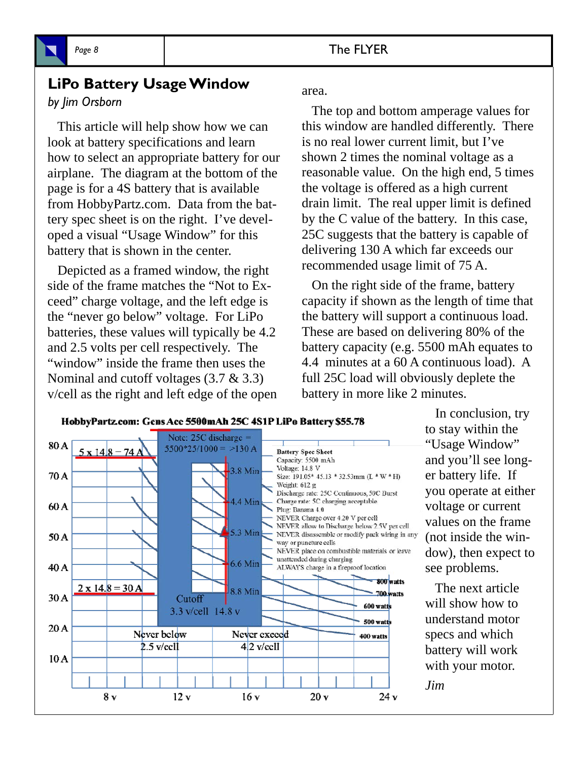## LiPo Battery Usage Window

*by Jim Orsborn*

This article will help show how we can look at battery specifications and learn how to select an appropriate battery for our airplane. The diagram at the bottom of the page is for a 4S battery that is available from HobbyPartz.com. Data from the battery spec sheet is on the right. I've developed a visual "Usage Window" for this battery that is shown in the center.

Depicted as a framed window, the right side of the frame matches the "Not to Exceed" charge voltage, and the left edge is the "never go below" voltage. For LiPo batteries, these values will typically be 4.2 and 2.5 volts per cell respectively. The "window" inside the frame then uses the Nominal and cutoff voltages (3.7 & 3.3) v/cell as the right and left edge of the open area.

The top and bottom amperage values for this window are handled differently. There is no real lower current limit, but I've shown 2 times the nominal voltage as a reasonable value. On the high end, 5 times the voltage is offered as a high current drain limit. The real upper limit is defined by the C value of the battery. In this case, 25C suggests that the battery is capable of delivering 130 A which far exceeds our recommended usage limit of 75 A.

On the right side of the frame, battery capacity if shown as the length of time that the battery will support a continuous load. These are based on delivering 80% of the battery capacity (e.g. 5500 mAh equates to 4.4 minutes at a 60 A continuous load). A full 25C load will obviously deplete the battery in more like 2 minutes.

**HobbyPartz.com: Gens Ace 5500mAh 25C 4S1P LiPo Battery $55.78**

Chart labels: Note: 25C discharge = 5500*25/1000 = >130 A; 5 x 14.8 = 74 A; 2 x 14.8 = 30 A; 3.8 Min; 4.4 Min; 5.3 Min; 6.6 Min; 8.8 Min; Cutoff 3.3 v/cell 14.8 v; Never below 2.5 v/cell; Never exceed 4.2 v/cell; 800 watts; 700 watts; 600 watts; 500 watts; 400 watts; Y-axis: 10 A – 80 A; X-axis: 8 v, 12 v, 16 v, 20 v, 24 v.

**Battery Spec Sheet**
Capacity: 5500 mAh
Voltage: 14.8 V
Size: 191.05* 45.13 * 32.53mm (L * W * H)
Weight: 612 g
Discharge rate: 25C Continuous, 50C Burst
Charge rate: 5C charging acceptable
Plug: Banana 4.0
NEVER Charge over 4.20 V per cell
NEVER allow to Discharge below 2.5V per cell
NEVER disassemble or modify pack wiring in any way or puncture cells
NEVER place on combustible materials or leave unattended during charging
ALWAYS charge in a fireproof location

In conclusion, try to stay within the "Usage Window" and you'll see longer battery life. If you operate at either voltage or current values on the frame (not inside the window), then expect to see problems.

The next article will show how to understand motor specs and which battery will work with your motor.

*Jim*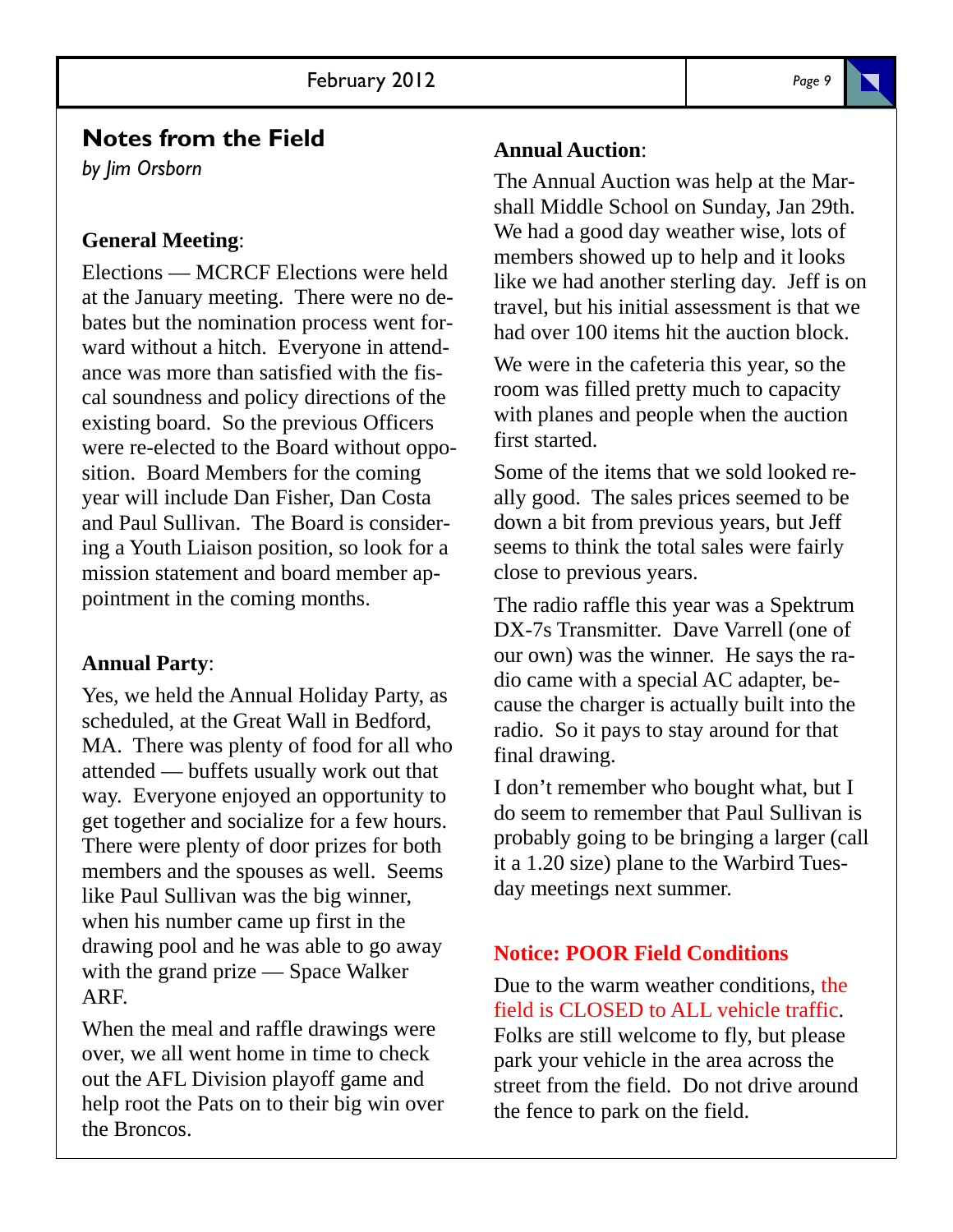## Notes from the Field

*by Jim Orsborn*

**General Meeting**:

Elections — MCRCF Elections were held at the January meeting. There were no debates but the nomination process went forward without a hitch. Everyone in attendance was more than satisfied with the fiscal soundness and policy directions of the existing board. So the previous Officers were re-elected to the Board without opposition. Board Members for the coming year will include Dan Fisher, Dan Costa and Paul Sullivan. The Board is considering a Youth Liaison position, so look for a mission statement and board member appointment in the coming months.

**Annual Party**:

Yes, we held the Annual Holiday Party, as scheduled, at the Great Wall in Bedford, MA. There was plenty of food for all who attended — buffets usually work out that way. Everyone enjoyed an opportunity to get together and socialize for a few hours. There were plenty of door prizes for both members and the spouses as well. Seems like Paul Sullivan was the big winner, when his number came up first in the drawing pool and he was able to go away with the grand prize — Space Walker ARF.

When the meal and raffle drawings were over, we all went home in time to check out the AFL Division playoff game and help root the Pats on to their big win over the Broncos.

**Annual Auction**:

The Annual Auction was help at the Marshall Middle School on Sunday, Jan 29th. We had a good day weather wise, lots of members showed up to help and it looks like we had another sterling day. Jeff is on travel, but his initial assessment is that we had over 100 items hit the auction block.

We were in the cafeteria this year, so the room was filled pretty much to capacity with planes and people when the auction first started.

Some of the items that we sold looked really good. The sales prices seemed to be down a bit from previous years, but Jeff seems to think the total sales were fairly close to previous years.

The radio raffle this year was a Spektrum DX-7s Transmitter. Dave Varrell (one of our own) was the winner. He says the radio came with a special AC adapter, because the charger is actually built into the radio. So it pays to stay around for that final drawing.

I don't remember who bought what, but I do seem to remember that Paul Sullivan is probably going to be bringing a larger (call it a 1.20 size) plane to the Warbird Tuesday meetings next summer.

**Notice: POOR Field Conditions**

Due to the warm weather conditions, the field is CLOSED to ALL vehicle traffic. Folks are still welcome to fly, but please park your vehicle in the area across the street from the field. Do not drive around the fence to park on the field.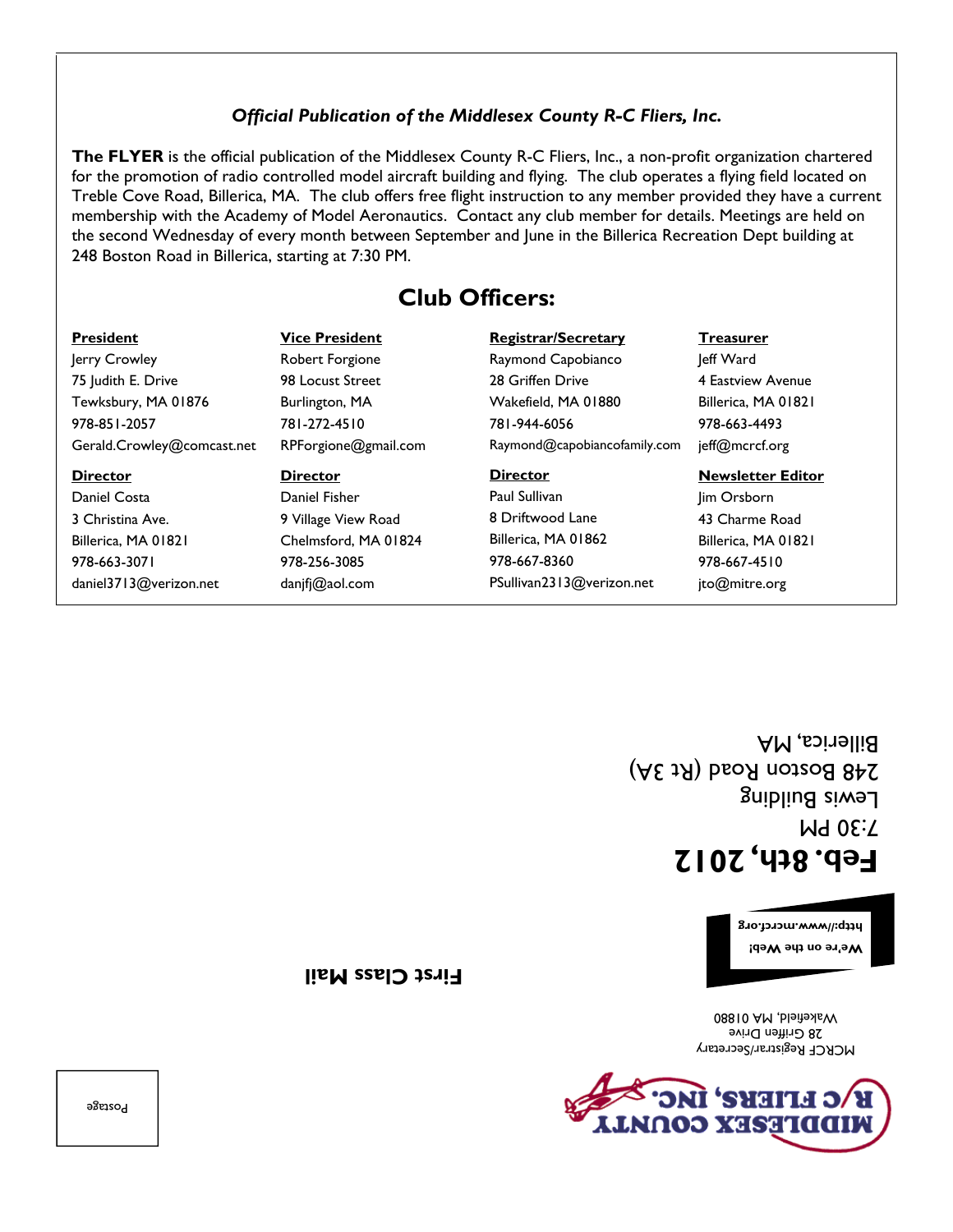*Official Publication of the Middlesex County R-C Fliers, Inc.*

**The FLYER** is the official publication of the Middlesex County R-C Fliers, Inc., a non-profit organization chartered for the promotion of radio controlled model aircraft building and flying. The club operates a flying field located on Treble Cove Road, Billerica, MA. The club offers free flight instruction to any member provided they have a current membership with the Academy of Model Aeronautics. Contact any club member for details. Meetings are held on the second Wednesday of every month between September and June in the Billerica Recreation Dept building at 248 Boston Road in Billerica, starting at 7:30 PM.

## Club Officers:

**President**
Jerry Crowley
75 Judith E. Drive
Tewksbury, MA 01876
978-851-2057
Gerald.Crowley@comcast.net

**Vice President**
Robert Forgione
98 Locust Street
Burlington, MA
781-272-4510
RPForgione@gmail.com

**Registrar/Secretary**
Raymond Capobianco
28 Griffen Drive
Wakefield, MA 01880
781-944-6056
Raymond@capobiancofamily.com

**Treasurer**
Jeff Ward
4 Eastview Avenue
Billerica, MA 01821
978-663-4493
jeff@mcrcf.org

**Director**
Daniel Costa
3 Christina Ave.
Billerica, MA 01821
978-663-3071
daniel3713@verizon.net

**Director**
Daniel Fisher
9 Village View Road
Chelmsford, MA 01824
978-256-3085
danjfj@aol.com

**Director**
Paul Sullivan
8 Driftwood Lane
Billerica, MA 01862
978-667-8360
PSullivan2313@verizon.net

**Newsletter Editor**
Jim Orsborn
43 Charme Road
Billerica, MA 01821
978-667-4510
jto@mitre.org

**Feb. 8th, 2012**
7:30 PM
Lewis Building
248 Boston Road (Rt 3A)
Billerica, MA

**We're on the Web!**
**http://www.mcrcf.org**

MCRCF Registrar/Secretary
28 Griffen Drive
Wakefield, MA 01880

MIDDLESEX COUNTY R/C FLIERS, INC.

**First Class Mail**

Postage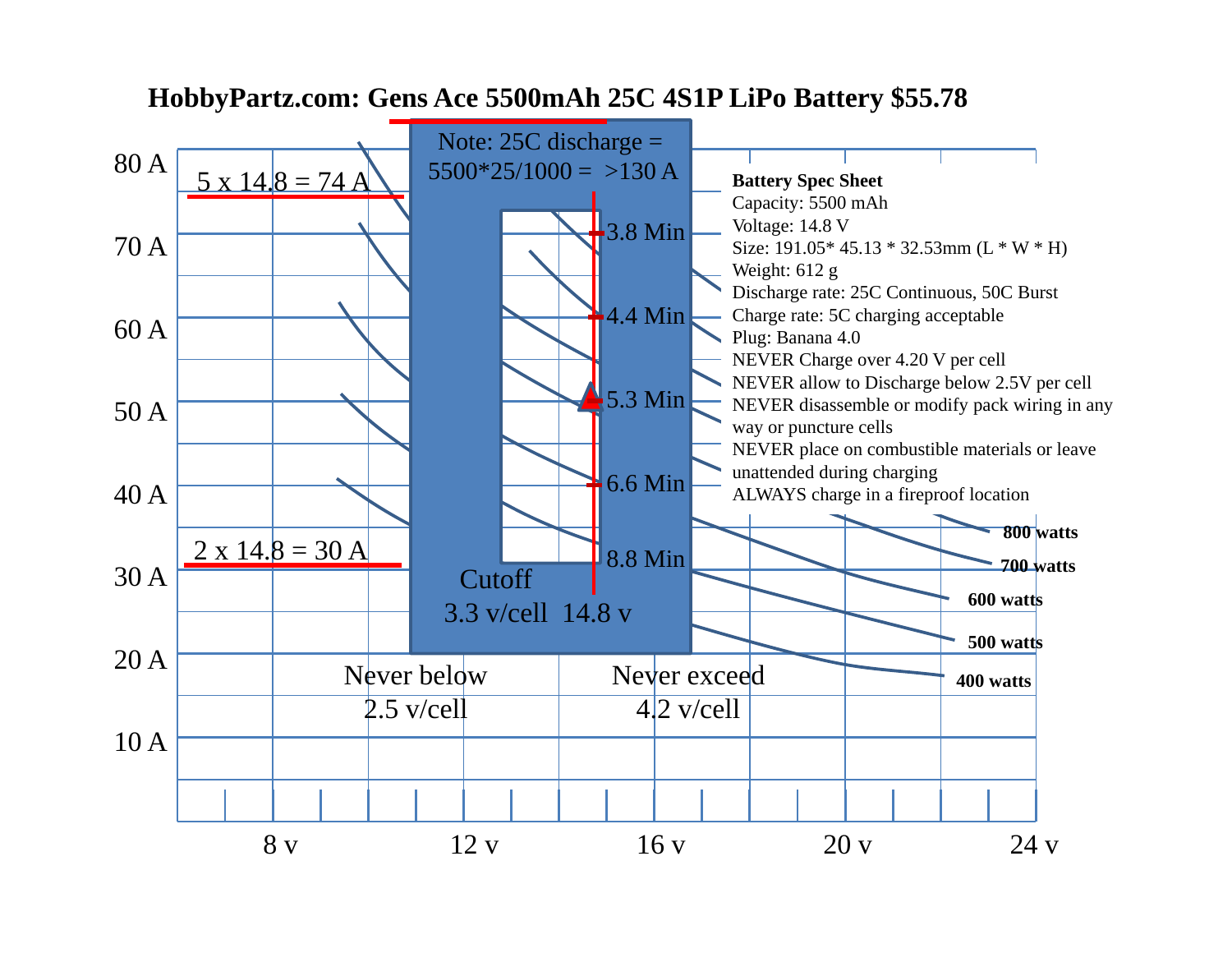# HobbyPartz.com: Gens Ace 5500mAh 25C 4S1P LiPo Battery $55.78

Note: 25C discharge = 5500*25/1000 = >130 A

5 x 14.8 = 74 A

2 x 14.8 = 30 A

3.8 Min

4.4 Min

5.3 Min

6.6 Min

8.8 Min

Cutoff
3.3 v/cell 14.8 v

Never below
2.5 v/cell

Never exceed
4.2 v/cell

**Battery Spec Sheet**
Capacity: 5500 mAh
Voltage: 14.8 V
Size: 191.05* 45.13 * 32.53mm (L * W * H)
Weight: 612 g
Discharge rate: 25C Continuous, 50C Burst
Charge rate: 5C charging acceptable
Plug: Banana 4.0
NEVER Charge over 4.20 V per cell
NEVER allow to Discharge below 2.5V per cell
NEVER disassemble or modify pack wiring in any way or puncture cells
NEVER place on combustible materials or leave unattended during charging
ALWAYS charge in a fireproof location

**800 watts**
**700 watts**
**600 watts**
**500 watts**
**400 watts**

80 A, 70 A, 60 A, 50 A, 40 A, 30 A, 20 A, 10 A

8 v, 12 v, 16 v, 20 v, 24 v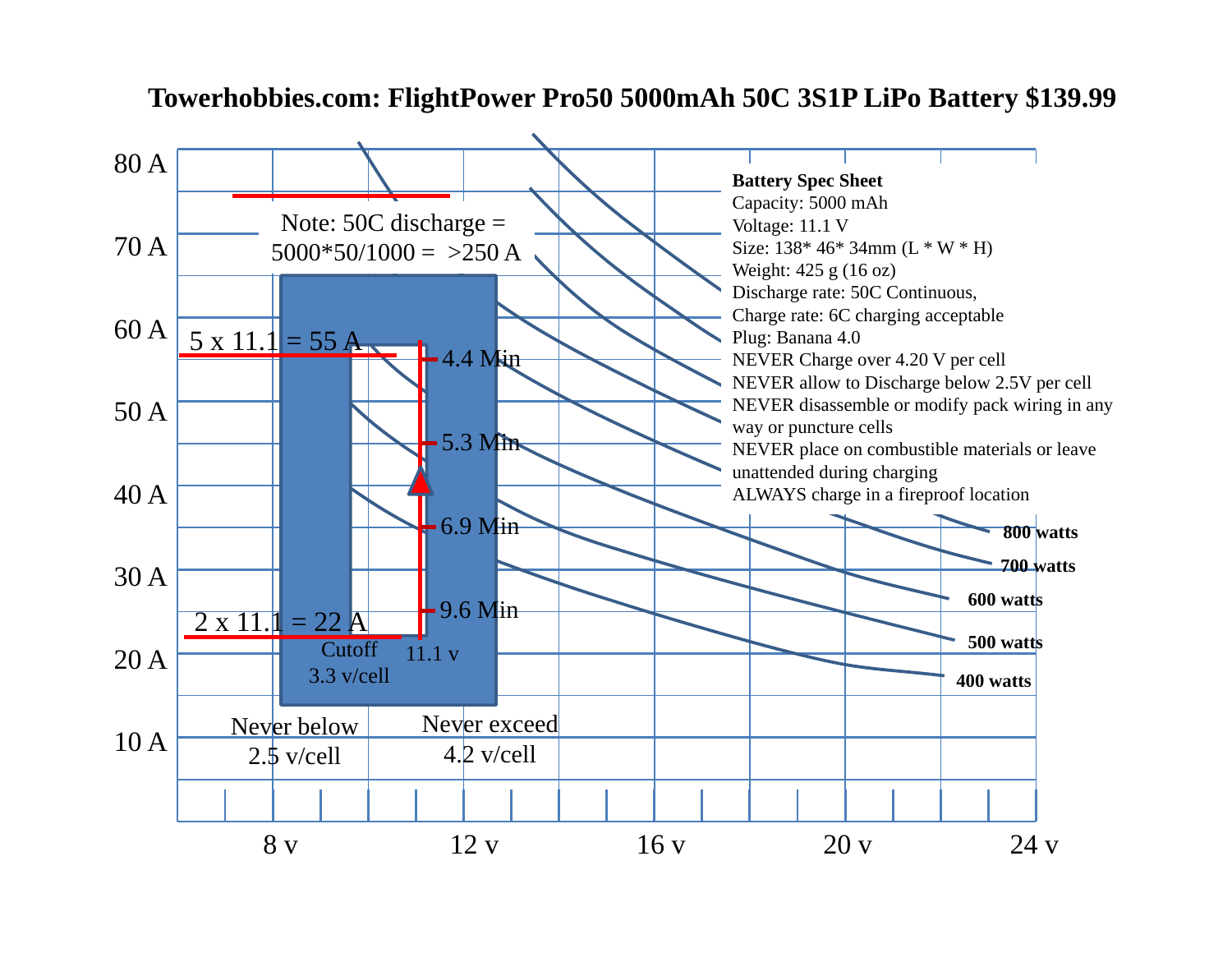# Towerhobbies.com: FlightPower Pro50 5000mAh 50C 3S1P LiPo Battery $139.99

**Battery Spec Sheet**

Capacity: 5000 mAh

Voltage: 11.1 V

Size: 138* 46* 34mm (L * W * H)

Weight: 425 g (16 oz)

Discharge rate: 50C Continuous,

Charge rate: 6C charging acceptable

Plug: Banana 4.0

NEVER Charge over 4.20 V per cell

NEVER allow to Discharge below 2.5V per cell

NEVER disassemble or modify pack wiring in any way or puncture cells

NEVER place on combustible materials or leave unattended during charging

ALWAYS charge in a fireproof location

Note: 50C discharge = 5000*50/1000 = >250 A

5 x 11.1 = 55 A

2 x 11.1 = 22 A

4.4 Min

5.3 Min

6.9 Min

9.6 Min

Cutoff 3.3 v/cell

11.1 v

Never below 2.5 v/cell

Never exceed 4.2 v/cell

800 watts

700 watts

600 watts

500 watts

400 watts

80 A, 70 A, 60 A, 50 A, 40 A, 30 A, 20 A, 10 A

8 v, 12 v, 16 v, 20 v, 24 v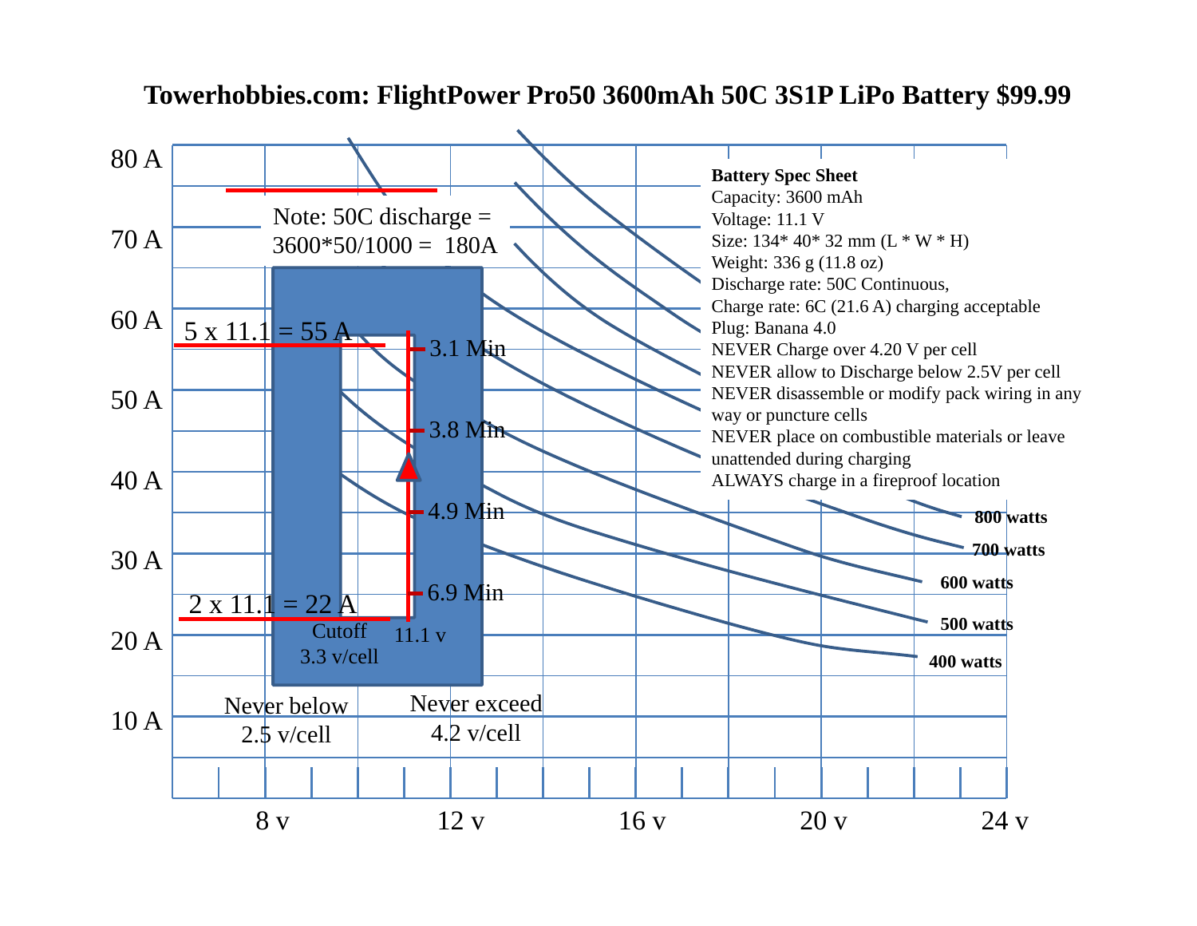# Towerhobbies.com: FlightPower Pro50 3600mAh 50C 3S1P LiPo Battery $99.99

**Battery Spec Sheet**
Capacity: 3600 mAh
Voltage: 11.1 V
Size: 134* 40* 32 mm (L * W * H)
Weight: 336 g (11.8 oz)
Discharge rate: 50C Continuous,
Charge rate: 6C (21.6 A) charging acceptable
Plug: Banana 4.0
NEVER Charge over 4.20 V per cell
NEVER allow to Discharge below 2.5V per cell
NEVER disassemble or modify pack wiring in any way or puncture cells
NEVER place on combustible materials or leave unattended during charging
ALWAYS charge in a fireproof location

Note: 50C discharge = 3600*50/1000 = 180A

5 x 11.1 = 55 A

2 x 11.1 = 22 A

3.1 Min

3.8 Min

4.9 Min

6.9 Min

Cutoff 3.3 v/cell

11.1 v

Never below 2.5 v/cell

Never exceed 4.2 v/cell

800 watts

700 watts

600 watts

500 watts

400 watts

80 A, 70 A, 60 A, 50 A, 40 A, 30 A, 20 A, 10 A

8 v, 12 v, 16 v, 20 v, 24 v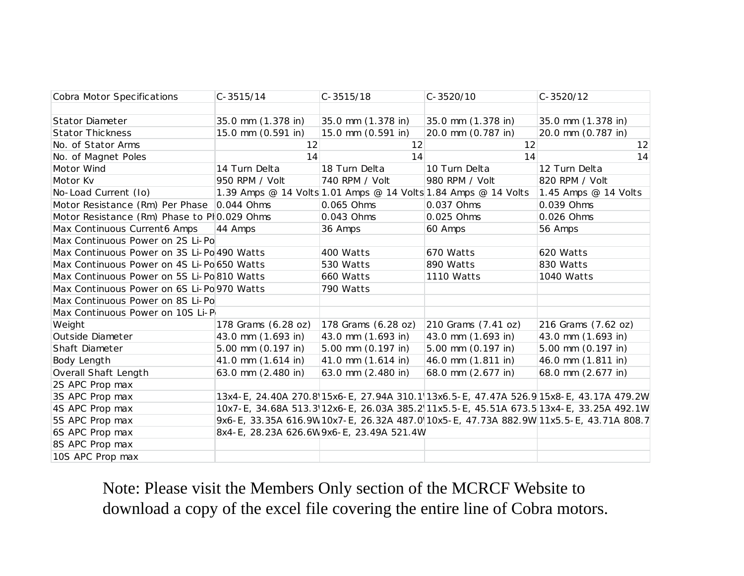| Cobra Motor Specifications | C-3515/14 | C-3515/18 | C-3520/10 | C-3520/12 |
|---|---|---|---|---|
| | | | | |
| Stator Diameter | 35.0 mm (1.378 in) | 35.0 mm (1.378 in) | 35.0 mm (1.378 in) | 35.0 mm (1.378 in) |
| Stator Thickness | 15.0 mm (0.591 in) | 15.0 mm (0.591 in) | 20.0 mm (0.787 in) | 20.0 mm (0.787 in) |
| No. of Stator Arms | 12 | 12 | 12 | 12 |
| No. of Magnet Poles | 14 | 14 | 14 | 14 |
| Motor Wind | 14 Turn Delta | 18 Turn Delta | 10 Turn Delta | 12 Turn Delta |
| Motor Kv | 950 RPM / Volt | 740 RPM / Volt | 980 RPM / Volt | 820 RPM / Volt |
| No-Load Current (Io) | 1.39 Amps @ 14 Volts | 1.01 Amps @ 14 Volts | 1.84 Amps @ 14 Volts | 1.45 Amps @ 14 Volts |
| Motor Resistance (Rm) Per Phase | 0.044 Ohms | 0.065 Ohms | 0.037 Ohms | 0.039 Ohms |
| Motor Resistance (Rm) Phase to Ph | 0.029 Ohms | 0.043 Ohms | 0.025 Ohms | 0.026 Ohms |
| Max Continuous Current6 Amps | 44 Amps | 36 Amps | 60 Amps | 56 Amps |
| Max Continuous Power on 2S Li-Po | | | | |
| Max Continuous Power on 3S Li-Po | 490 Watts | 400 Watts | 670 Watts | 620 Watts |
| Max Continuous Power on 4S Li-Po | 650 Watts | 530 Watts | 890 Watts | 830 Watts |
| Max Continuous Power on 5S Li-Po | 810 Watts | 660 Watts | 1110 Watts | 1040 Watts |
| Max Continuous Power on 6S Li-Po | 970 Watts | 790 Watts | | |
| Max Continuous Power on 8S Li-Po | | | | |
| Max Continuous Power on 10S Li-P | | | | |
| Weight | 178 Grams (6.28 oz) | 178 Grams (6.28 oz) | 210 Grams (7.41 oz) | 216 Grams (7.62 oz) |
| Outside Diameter | 43.0 mm (1.693 in) | 43.0 mm (1.693 in) | 43.0 mm (1.693 in) | 43.0 mm (1.693 in) |
| Shaft Diameter | 5.00 mm (0.197 in) | 5.00 mm (0.197 in) | 5.00 mm (0.197 in) | 5.00 mm (0.197 in) |
| Body Length | 41.0 mm (1.614 in) | 41.0 mm (1.614 in) | 46.0 mm (1.811 in) | 46.0 mm (1.811 in) |
| Overall Shaft Length | 63.0 mm (2.480 in) | 63.0 mm (2.480 in) | 68.0 mm (2.677 in) | 68.0 mm (2.677 in) |
| 2S APC Prop max | | | | |
| 3S APC Prop max | 13x4-E, 24.40A 270.8 | 15x6-E, 27.94A 310.1 | 13x6.5-E, 47.47A 526.9 | 15x8-E, 43.17A 479.2W |
| 4S APC Prop max | 10x7-E, 34.68A 513.3 | 12x6-E, 26.03A 385.2 | 11x5.5-E, 45.51A 673.5 | 13x4-E, 33.25A 492.1W |
| 5S APC Prop max | 9x6-E, 33.35A 616.9W | 10x7-E, 26.32A 487.0 | 10x5-E, 47.73A 882.9W | 11x5.5-E, 43.71A 808.7 |
| 6S APC Prop max | 8x4-E, 28.23A 626.6W | 9x6-E, 23.49A 521.4W | | |
| 8S APC Prop max | | | | |
| 10S APC Prop max | | | | |

Note: Please visit the Members Only section of the MCRCF Website to download a copy of the excel file covering the entire line of Cobra motors.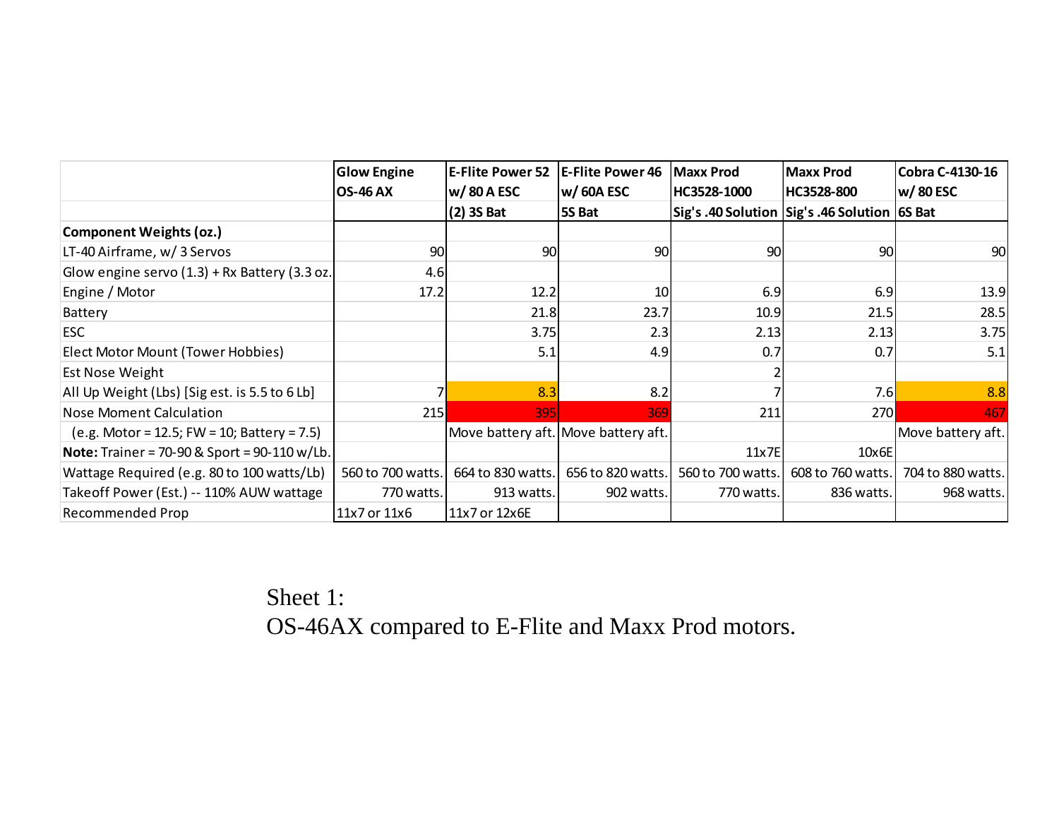| | Glow Engine OS-46 AX | E-Flite Power 52 w/ 80 A ESC (2) 3S Bat | E-Flite Power 46 w/ 60A ESC 5S Bat | Maxx Prod HC3528-1000 Sig's .40 Solution | Maxx Prod HC3528-800 Sig's .46 Solution | Cobra C-4130-16 w/ 80 ESC 6S Bat |
|---|---|---|---|---|---|---|
| **Component Weights (oz.)** | | | | | | |
| LT-40 Airframe, w/ 3 Servos | 90 | 90 | 90 | 90 | 90 | 90 |
| Glow engine servo (1.3) + Rx Battery (3.3 oz. | 4.6 | | | | | |
| Engine / Motor | 17.2 | 12.2 | 10 | 6.9 | 6.9 | 13.9 |
| Battery | | 21.8 | 23.7 | 10.9 | 21.5 | 28.5 |
| ESC | | 3.75 | 2.3 | 2.13 | 2.13 | 3.75 |
| Elect Motor Mount (Tower Hobbies) | | 5.1 | 4.9 | 0.7 | 0.7 | 5.1 |
| Est Nose Weight | | | | 2 | | |
| All Up Weight (Lbs) [Sig est. is 5.5 to 6 Lb] | 7 | 8.3 | 8.2 | 7 | 7.6 | 8.8 |
| Nose Moment Calculation | 215 | 395 | 369 | 211 | 270 | 467 |
| (e.g. Motor = 12.5; FW = 10; Battery = 7.5) | | Move battery aft. | Move battery aft. | | | Move battery aft. |
| **Note:** Trainer = 70-90 & Sport = 90-110 w/Lb. | | | | 11x7E | 10x6E | |
| Wattage Required (e.g. 80 to 100 watts/Lb) | 560 to 700 watts. | 664 to 830 watts. | 656 to 820 watts. | 560 to 700 watts. | 608 to 760 watts. | 704 to 880 watts. |
| Takeoff Power (Est.) -- 110% AUW wattage | 770 watts. | 913 watts. | 902 watts. | 770 watts. | 836 watts. | 968 watts. |
| Recommended Prop | 11x7 or 11x6 | 11x7 or 12x6E | | | | |

Sheet 1:
OS-46AX compared to E-Flite and Maxx Prod motors.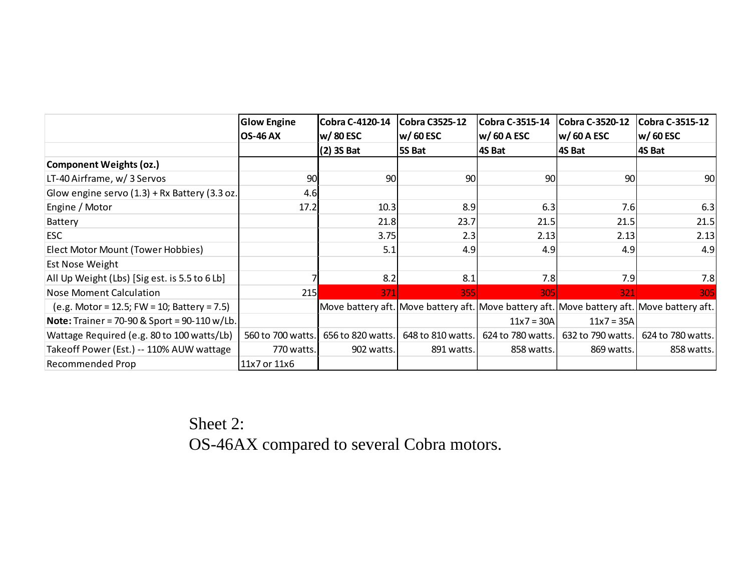| | Glow Engine OS-46 AX | Cobra C-4120-14 w/ 80 ESC (2) 3S Bat | Cobra C3525-12 w/ 60 ESC 5S Bat | Cobra C-3515-14 w/ 60 A ESC 4S Bat | Cobra C-3520-12 w/ 60 A ESC 4S Bat | Cobra C-3515-12 w/ 60 ESC 4S Bat |
|---|---|---|---|---|---|---|
| **Component Weights (oz.)** | | | | | | |
| LT-40 Airframe, w/ 3 Servos | 90 | 90 | 90 | 90 | 90 | 90 |
| Glow engine servo (1.3) + Rx Battery (3.3 oz. | 4.6 | | | | | |
| Engine / Motor | 17.2 | 10.3 | 8.9 | 6.3 | 7.6 | 6.3 |
| Battery | | 21.8 | 23.7 | 21.5 | 21.5 | 21.5 |
| ESC | | 3.75 | 2.3 | 2.13 | 2.13 | 2.13 |
| Elect Motor Mount (Tower Hobbies) | | 5.1 | 4.9 | 4.9 | 4.9 | 4.9 |
| Est Nose Weight | | | | | | |
| All Up Weight (Lbs) [Sig est. is 5.5 to 6 Lb] | 7 | 8.2 | 8.1 | 7.8 | 7.9 | 7.8 |
| Nose Moment Calculation | 215 | 371 | 355 | 305 | 321 | 305 |
| (e.g. Motor = 12.5; FW = 10; Battery = 7.5) | | Move battery aft. | Move battery aft. | Move battery aft. | Move battery aft. | Move battery aft. |
| **Note:** Trainer = 70-90 & Sport = 90-110 w/Lb. | | | | 11x7 = 30A | 11x7 = 35A | |
| Wattage Required (e.g. 80 to 100 watts/Lb) | 560 to 700 watts. | 656 to 820 watts. | 648 to 810 watts. | 624 to 780 watts. | 632 to 790 watts. | 624 to 780 watts. |
| Takeoff Power (Est.) -- 110% AUW wattage | 770 watts. | 902 watts. | 891 watts. | 858 watts. | 869 watts. | 858 watts. |
| Recommended Prop | 11x7 or 11x6 | | | | | |

Sheet 2:
OS-46AX compared to several Cobra motors.